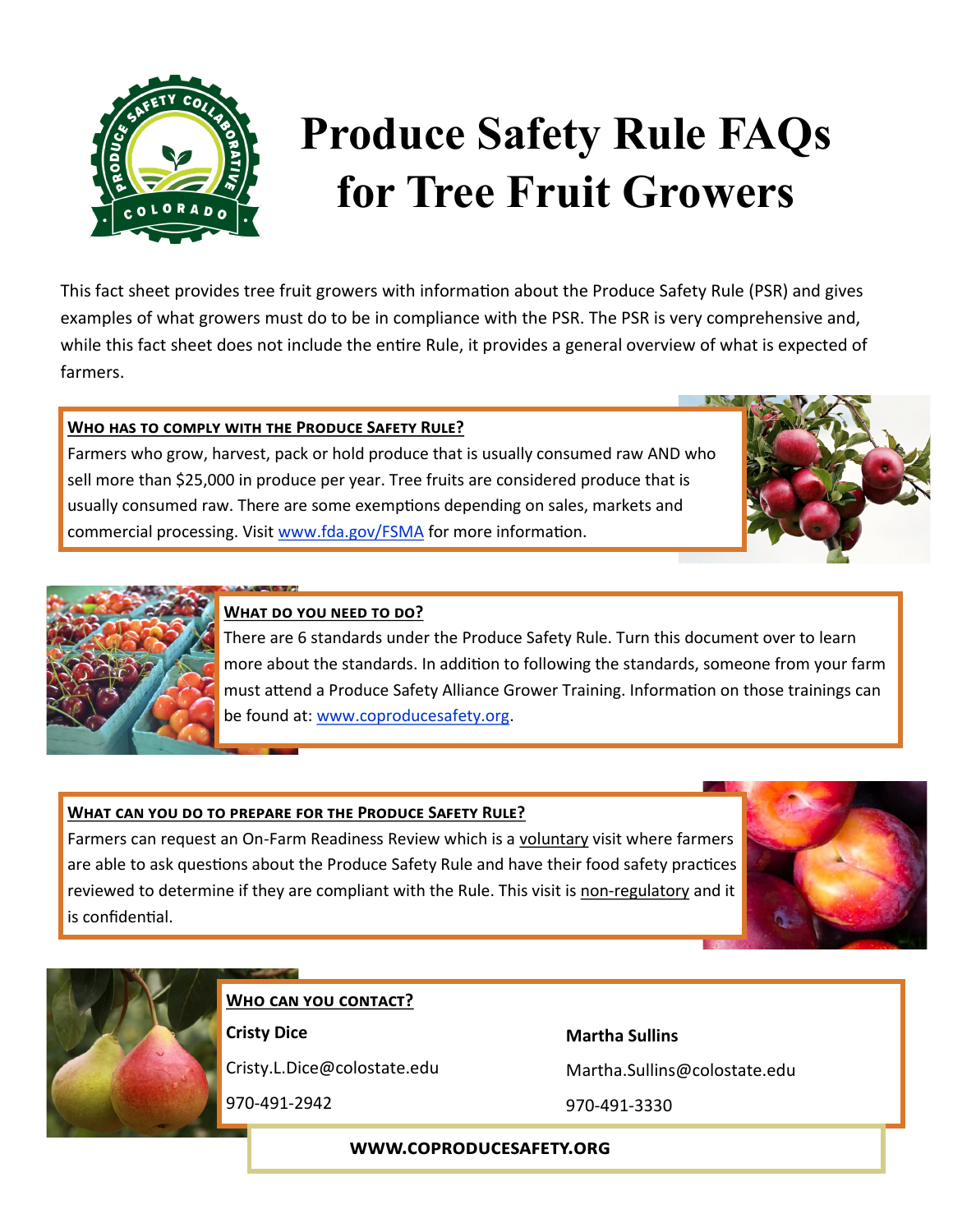# Produce Safety Rule FAQs for Tree Fruit Growers

This fact sheet provides tree fruit growers with information about the Produce Safety Rule (PSR) and gives examples of what growers must do to be in compliance with the PSR. The PSR is very comprehensive and, while this fact sheet does not include the entire Rule, it provides a general overview of what is expected of farmers.

## Who has to comply with the Produce Safety Rule?

Farmers who grow, harvest, pack or hold produce that is usually consumed raw AND who sell more than $25,000 in produce per year. Tree fruits are considered produce that is usually consumed raw. There are some exemptions depending on sales, markets and commercial processing. Visit www.fda.gov/FSMA for more information.

## What do you need to do?

There are 6 standards under the Produce Safety Rule. Turn this document over to learn more about the standards. In addition to following the standards, someone from your farm must attend a Produce Safety Alliance Grower Training. Information on those trainings can be found at: www.coproducesafety.org.

## What can you do to prepare for the Produce Safety Rule?

Farmers can request an On-Farm Readiness Review which is a voluntary visit where farmers are able to ask questions about the Produce Safety Rule and have their food safety practices reviewed to determine if they are compliant with the Rule. This visit is non-regulatory and it is confidential.

## Who can you contact?

**Cristy Dice**

Cristy.L.Dice@colostate.edu

970-491-2942

**Martha Sullins**

Martha.Sullins@colostate.edu

970-491-3330

**WWW.COPRODUCESAFETY.ORG**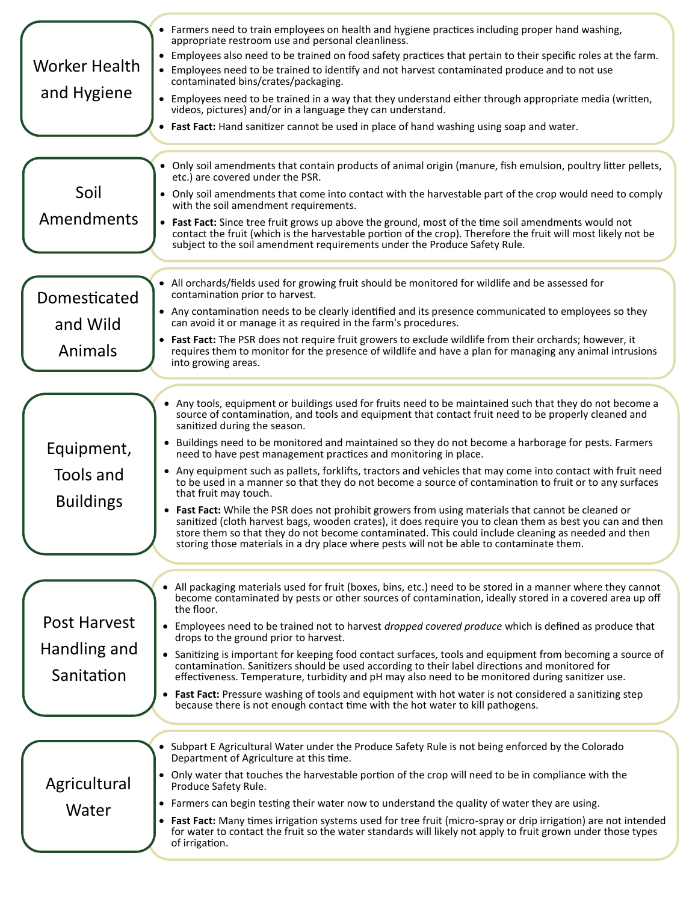## Worker Health and Hygiene

- Farmers need to train employees on health and hygiene practices including proper hand washing, appropriate restroom use and personal cleanliness.
- Employees also need to be trained on food safety practices that pertain to their specific roles at the farm.
- Employees need to be trained to identify and not harvest contaminated produce and to not use contaminated bins/crates/packaging.
- Employees need to be trained in a way that they understand either through appropriate media (written, videos, pictures) and/or in a language they can understand.
- **Fast Fact:** Hand sanitizer cannot be used in place of hand washing using soap and water.

## Soil Amendments

- Only soil amendments that contain products of animal origin (manure, fish emulsion, poultry litter pellets, etc.) are covered under the PSR.
- Only soil amendments that come into contact with the harvestable part of the crop would need to comply with the soil amendment requirements.
- **Fast Fact:** Since tree fruit grows up above the ground, most of the time soil amendments would not contact the fruit (which is the harvestable portion of the crop). Therefore the fruit will most likely not be subject to the soil amendment requirements under the Produce Safety Rule.

## Domesticated and Wild Animals

- All orchards/fields used for growing fruit should be monitored for wildlife and be assessed for contamination prior to harvest.
- Any contamination needs to be clearly identified and its presence communicated to employees so they can avoid it or manage it as required in the farm's procedures.
- **Fast Fact:** The PSR does not require fruit growers to exclude wildlife from their orchards; however, it requires them to monitor for the presence of wildlife and have a plan for managing any animal intrusions into growing areas.

## Equipment, Tools and Buildings

- Any tools, equipment or buildings used for fruits need to be maintained such that they do not become a source of contamination, and tools and equipment that contact fruit need to be properly cleaned and sanitized during the season.
- Buildings need to be monitored and maintained so they do not become a harborage for pests. Farmers need to have pest management practices and monitoring in place.
- Any equipment such as pallets, forklifts, tractors and vehicles that may come into contact with fruit need to be used in a manner so that they do not become a source of contamination to fruit or to any surfaces that fruit may touch.
- **Fast Fact:** While the PSR does not prohibit growers from using materials that cannot be cleaned or sanitized (cloth harvest bags, wooden crates), it does require you to clean them as best you can and then store them so that they do not become contaminated. This could include cleaning as needed and then storing those materials in a dry place where pests will not be able to contaminate them.

## Post Harvest Handling and Sanitation

- All packaging materials used for fruit (boxes, bins, etc.) need to be stored in a manner where they cannot become contaminated by pests or other sources of contamination, ideally stored in a covered area up off the floor.
- Employees need to be trained not to harvest *dropped covered produce* which is defined as produce that drops to the ground prior to harvest.
- Sanitizing is important for keeping food contact surfaces, tools and equipment from becoming a source of contamination. Sanitizers should be used according to their label directions and monitored for effectiveness. Temperature, turbidity and pH may also need to be monitored during sanitizer use.
- **Fast Fact:** Pressure washing of tools and equipment with hot water is not considered a sanitizing step because there is not enough contact time with the hot water to kill pathogens.

## Agricultural Water

- Subpart E Agricultural Water under the Produce Safety Rule is not being enforced by the Colorado Department of Agriculture at this time.
- Only water that touches the harvestable portion of the crop will need to be in compliance with the Produce Safety Rule.
- Farmers can begin testing their water now to understand the quality of water they are using.
- **Fast Fact:** Many times irrigation systems used for tree fruit (micro-spray or drip irrigation) are not intended for water to contact the fruit so the water standards will likely not apply to fruit grown under those types of irrigation.